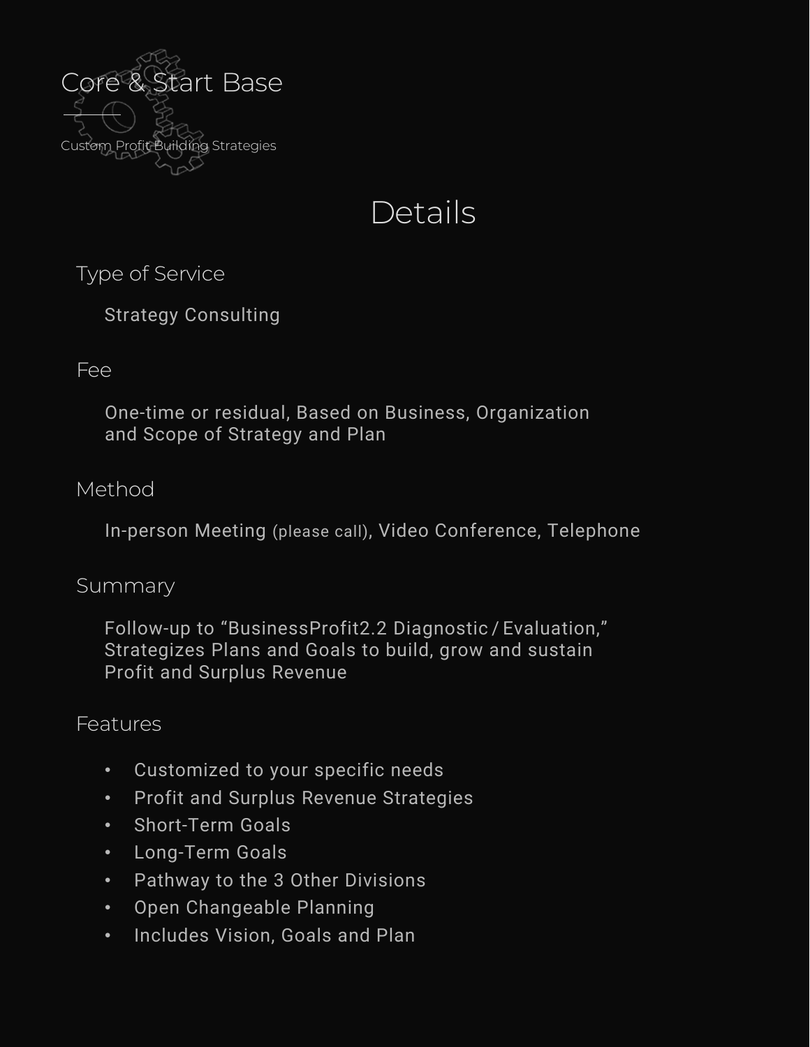# Core & Start Base

Custom Profit Building Strategies

## Details

### Type of Service

Strategy Consulting

### Fee

One-time or residual, Based on Business, Organization and Scope of Strategy and Plan

### Method

In-person Meeting (please call), Video Conference, Telephone

### Summary

Follow-up to "BusinessProfit2.2 Diagnostic / Evaluation," Strategizes Plans and Goals to build, grow and sustain Profit and Surplus Revenue

### Features

- Customized to your specific needs
- Profit and Surplus Revenue Strategies
- Short-Term Goals
- Long-Term Goals
- Pathway to the 3 Other Divisions
- Open Changeable Planning
- Includes Vision, Goals and Plan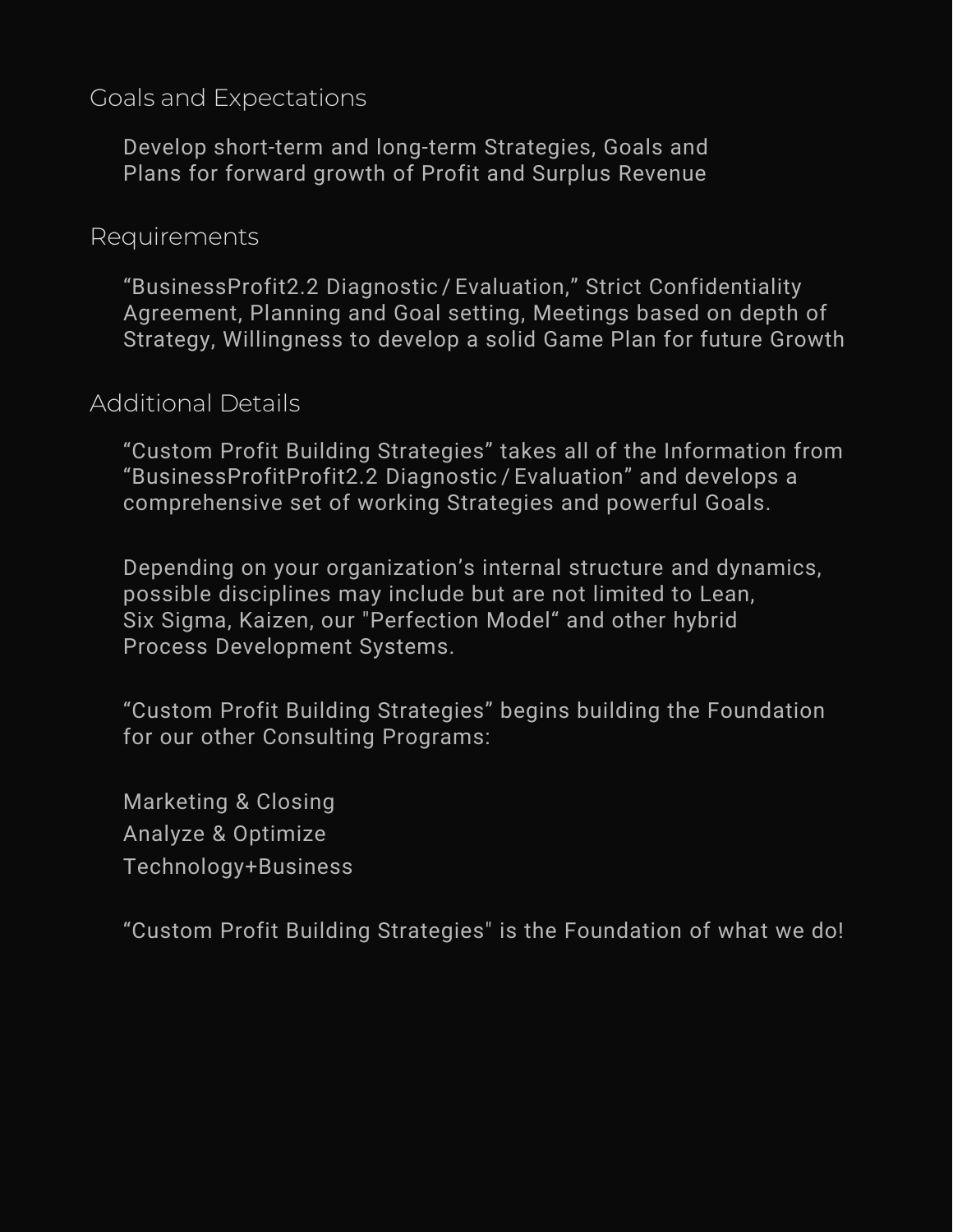## Goals and Expectations

Develop short-term and long-term Strategies, Goals and Plans for forward growth of Profit and Surplus Revenue

## Requirements

“BusinessProfit2.2 Diagnostic / Evaluation,” Strict Confidentiality Agreement, Planning and Goal setting, Meetings based on depth of Strategy, Willingness to develop a solid Game Plan for future Growth

## Additional Details

“Custom Profit Building Strategies” takes all of the Information from “BusinessProfitProfit2.2 Diagnostic / Evaluation” and develops a comprehensive set of working Strategies and powerful Goals.

Depending on your organization’s internal structure and dynamics, possible disciplines may include but are not limited to Lean, Six Sigma, Kaizen, our "Perfection Model“ and other hybrid Process Development Systems.

“Custom Profit Building Strategies” begins building the Foundation for our other Consulting Programs:

Marketing & Closing
Analyze & Optimize
Technology+Business

“Custom Profit Building Strategies" is the Foundation of what we do!